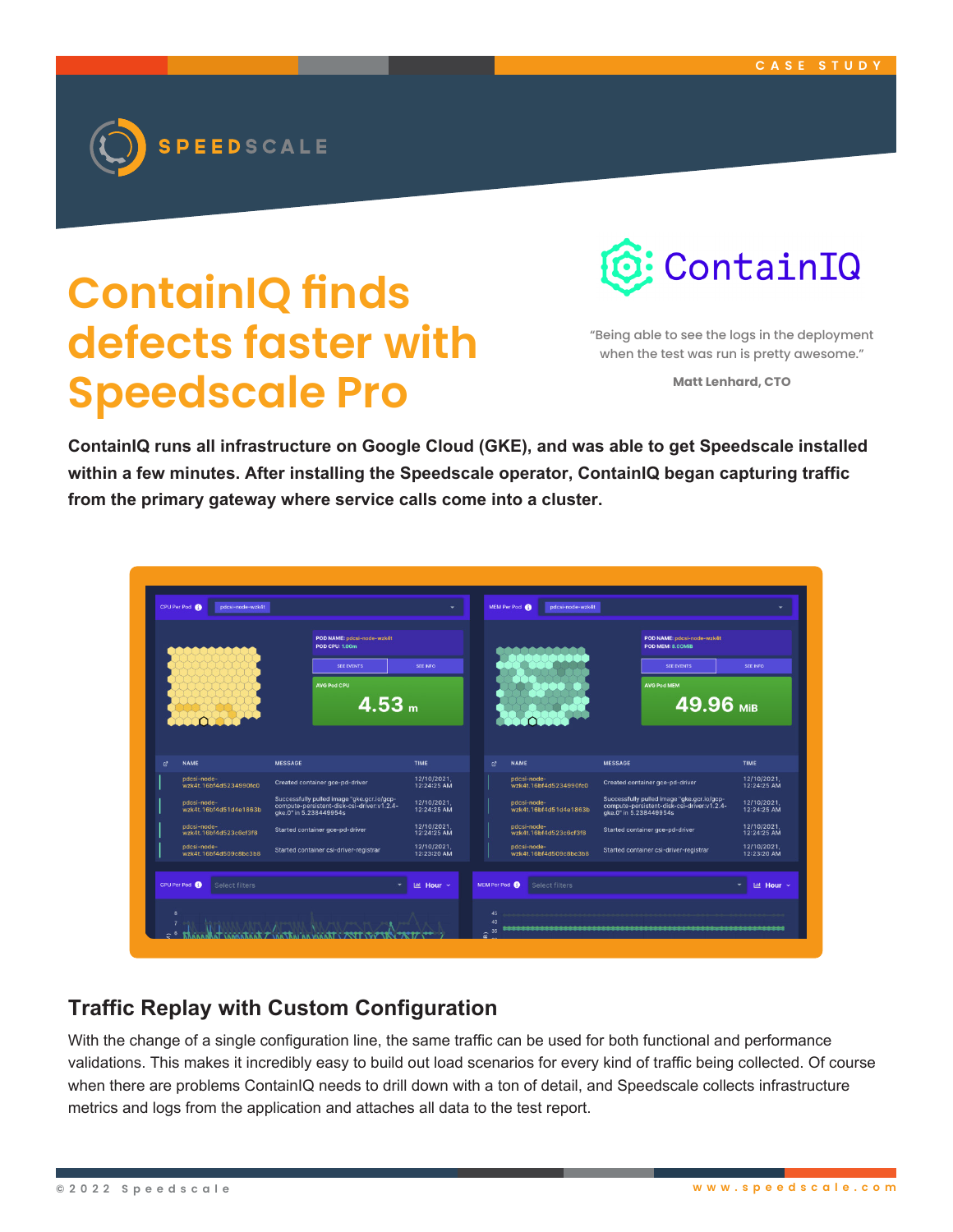CASE STUDY

SPEEDSCALE

# ContainIQ finds defects faster with Speedscale Pro

ContainIQ

"Being able to see the logs in the deployment when the test was run is pretty awesome."

**Matt Lenhard, CTO**

**ContainIQ runs all infrastructure on Google Cloud (GKE), and was able to get Speedscale installed within a few minutes. After installing the Speedscale operator, ContainIQ began capturing traffic from the primary gateway where service calls come into a cluster.**

## Traffic Replay with Custom Configuration

With the change of a single configuration line, the same traffic can be used for both functional and performance validations. This makes it incredibly easy to build out load scenarios for every kind of traffic being collected. Of course when there are problems ContainIQ needs to drill down with a ton of detail, and Speedscale collects infrastructure metrics and logs from the application and attaches all data to the test report.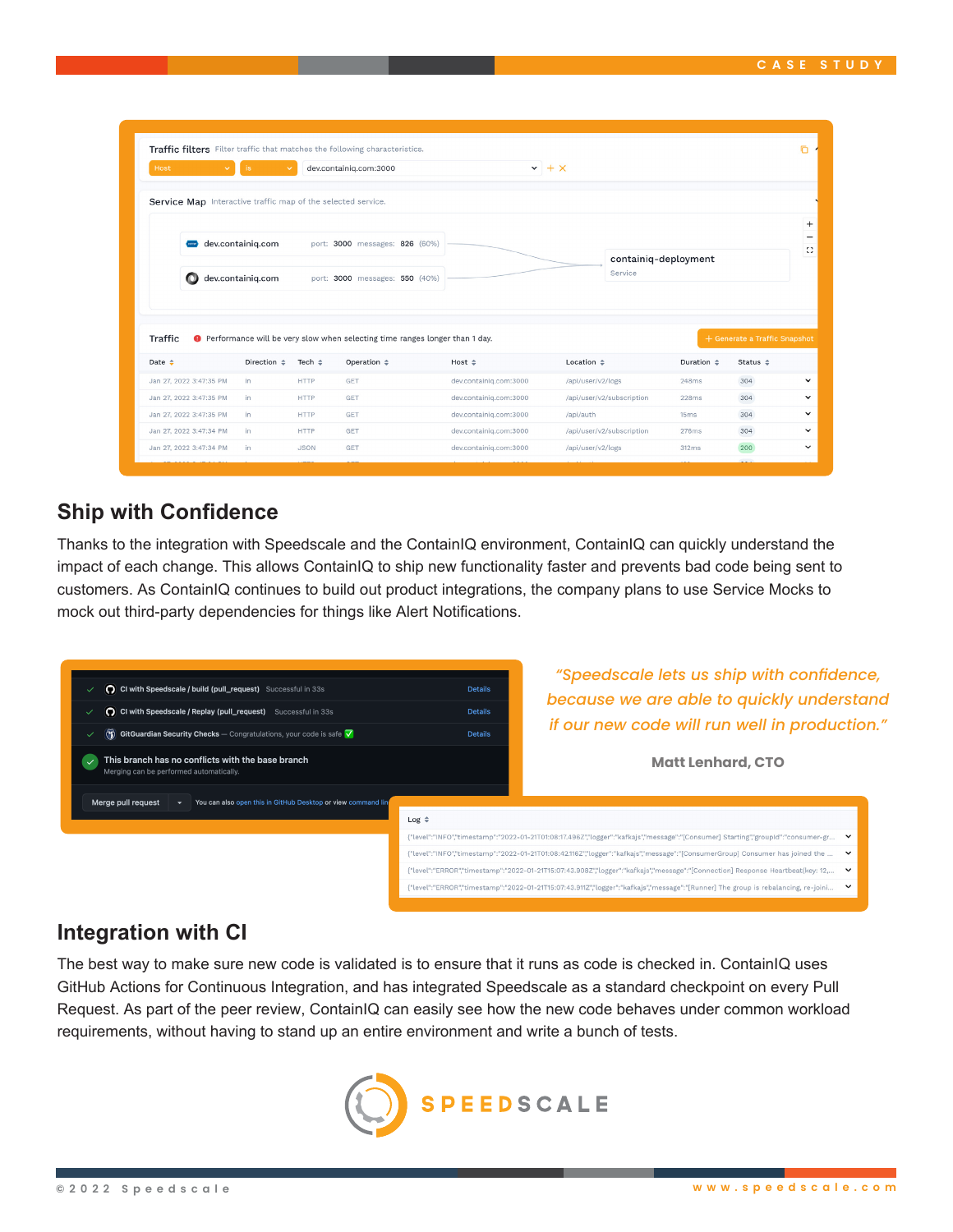## Ship with Confidence

Thanks to the integration with Speedscale and the ContainIQ environment, ContainIQ can quickly understand the impact of each change. This allows ContainIQ to ship new functionality faster and prevents bad code being sent to customers. As ContainIQ continues to build out product integrations, the company plans to use Service Mocks to mock out third-party dependencies for things like Alert Notifications.

*"Speedscale lets us ship with confidence, because we are able to quickly understand if our new code will run well in production."*

**Matt Lenhard, CTO**

## Integration with CI

The best way to make sure new code is validated is to ensure that it runs as code is checked in. ContainIQ uses GitHub Actions for Continuous Integration, and has integrated Speedscale as a standard checkpoint on every Pull Request. As part of the peer review, ContainIQ can easily see how the new code behaves under common workload requirements, without having to stand up an entire environment and write a bunch of tests.

© 2022 Speedscale    www.speedscale.com